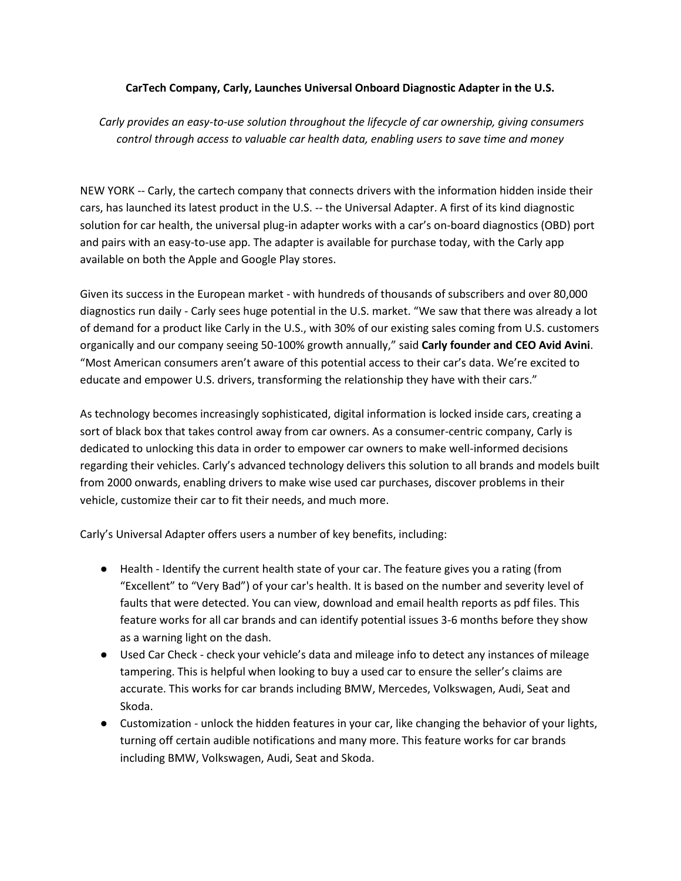**CarTech Company, Carly, Launches Universal Onboard Diagnostic Adapter in the U.S.**

*Carly provides an easy-to-use solution throughout the lifecycle of car ownership, giving consumers control through access to valuable car health data, enabling users to save time and money*

NEW YORK -- Carly, the cartech company that connects drivers with the information hidden inside their cars, has launched its latest product in the U.S. -- the Universal Adapter. A first of its kind diagnostic solution for car health, the universal plug-in adapter works with a car's on-board diagnostics (OBD) port and pairs with an easy-to-use app. The adapter is available for purchase today, with the Carly app available on both the Apple and Google Play stores.

Given its success in the European market - with hundreds of thousands of subscribers and over 80,000 diagnostics run daily - Carly sees huge potential in the U.S. market. "We saw that there was already a lot of demand for a product like Carly in the U.S., with 30% of our existing sales coming from U.S. customers organically and our company seeing 50-100% growth annually," said **Carly founder and CEO Avid Avini**. "Most American consumers aren't aware of this potential access to their car's data. We're excited to educate and empower U.S. drivers, transforming the relationship they have with their cars."

As technology becomes increasingly sophisticated, digital information is locked inside cars, creating a sort of black box that takes control away from car owners. As a consumer-centric company, Carly is dedicated to unlocking this data in order to empower car owners to make well-informed decisions regarding their vehicles. Carly's advanced technology delivers this solution to all brands and models built from 2000 onwards, enabling drivers to make wise used car purchases, discover problems in their vehicle, customize their car to fit their needs, and much more.

Carly's Universal Adapter offers users a number of key benefits, including:

- Health - Identify the current health state of your car. The feature gives you a rating (from "Excellent" to "Very Bad") of your car's health. It is based on the number and severity level of faults that were detected. You can view, download and email health reports as pdf files. This feature works for all car brands and can identify potential issues 3-6 months before they show as a warning light on the dash.
- Used Car Check - check your vehicle's data and mileage info to detect any instances of mileage tampering. This is helpful when looking to buy a used car to ensure the seller's claims are accurate. This works for car brands including BMW, Mercedes, Volkswagen, Audi, Seat and Skoda.
- Customization - unlock the hidden features in your car, like changing the behavior of your lights, turning off certain audible notifications and many more. This feature works for car brands including BMW, Volkswagen, Audi, Seat and Skoda.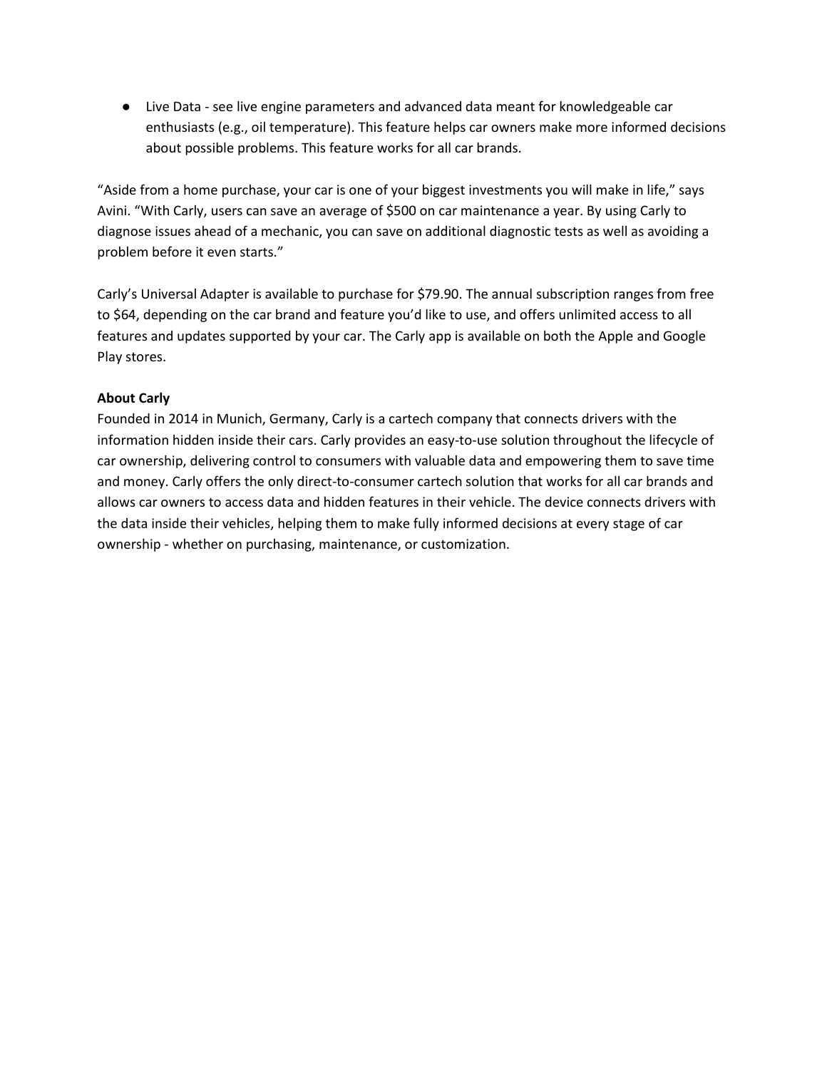- Live Data - see live engine parameters and advanced data meant for knowledgeable car enthusiasts (e.g., oil temperature). This feature helps car owners make more informed decisions about possible problems. This feature works for all car brands.

"Aside from a home purchase, your car is one of your biggest investments you will make in life," says Avini. "With Carly, users can save an average of $500 on car maintenance a year. By using Carly to diagnose issues ahead of a mechanic, you can save on additional diagnostic tests as well as avoiding a problem before it even starts."

Carly's Universal Adapter is available to purchase for $79.90. The annual subscription ranges from free to $64, depending on the car brand and feature you'd like to use, and offers unlimited access to all features and updates supported by your car. The Carly app is available on both the Apple and Google Play stores.

**About Carly**

Founded in 2014 in Munich, Germany, Carly is a cartech company that connects drivers with the information hidden inside their cars. Carly provides an easy-to-use solution throughout the lifecycle of car ownership, delivering control to consumers with valuable data and empowering them to save time and money. Carly offers the only direct-to-consumer cartech solution that works for all car brands and allows car owners to access data and hidden features in their vehicle. The device connects drivers with the data inside their vehicles, helping them to make fully informed decisions at every stage of car ownership - whether on purchasing, maintenance, or customization.